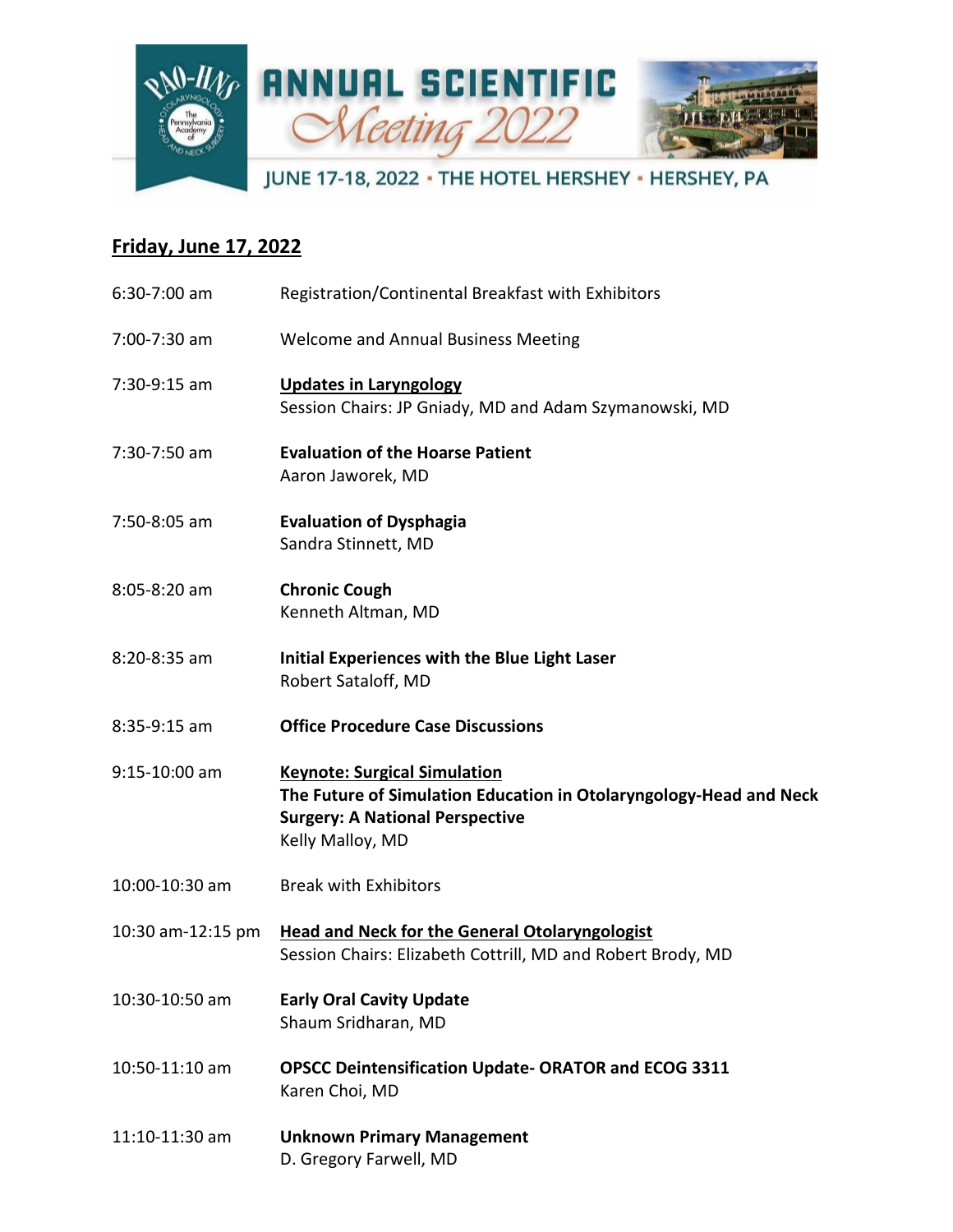# ANNUAL SCIENTIFIC Meeting 2022

JUNE 17-18, 2022 • THE HOTEL HERSHEY • HERSHEY, PA

## Friday, June 17, 2022

| | |
|---|---|
| 6:30-7:00 am | Registration/Continental Breakfast with Exhibitors |
| 7:00-7:30 am | Welcome and Annual Business Meeting |
| 7:30-9:15 am | **Updates in Laryngology**<br>Session Chairs: JP Gniady, MD and Adam Szymanowski, MD |
| 7:30-7:50 am | **Evaluation of the Hoarse Patient**<br>Aaron Jaworek, MD |
| 7:50-8:05 am | **Evaluation of Dysphagia**<br>Sandra Stinnett, MD |
| 8:05-8:20 am | **Chronic Cough**<br>Kenneth Altman, MD |
| 8:20-8:35 am | **Initial Experiences with the Blue Light Laser**<br>Robert Sataloff, MD |
| 8:35-9:15 am | **Office Procedure Case Discussions** |
| 9:15-10:00 am | **Keynote: Surgical Simulation**<br>**The Future of Simulation Education in Otolaryngology-Head and Neck Surgery: A National Perspective**<br>Kelly Malloy, MD |
| 10:00-10:30 am | Break with Exhibitors |
| 10:30 am-12:15 pm | **Head and Neck for the General Otolaryngologist**<br>Session Chairs: Elizabeth Cottrill, MD and Robert Brody, MD |
| 10:30-10:50 am | **Early Oral Cavity Update**<br>Shaum Sridharan, MD |
| 10:50-11:10 am | **OPSCC Deintensification Update- ORATOR and ECOG 3311**<br>Karen Choi, MD |
| 11:10-11:30 am | **Unknown Primary Management**<br>D. Gregory Farwell, MD |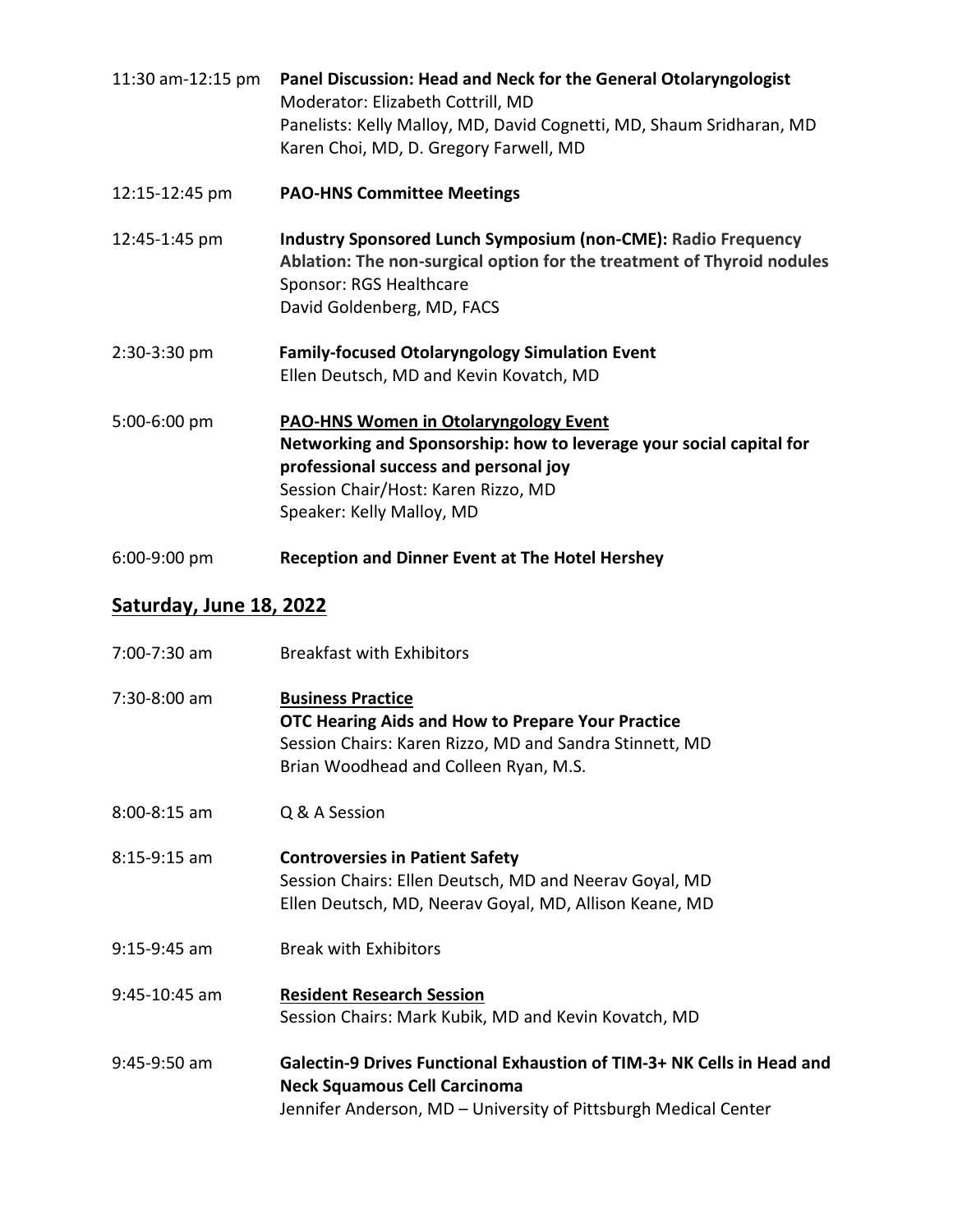11:30 am-12:15 pm **Panel Discussion: Head and Neck for the General Otolaryngologist**
Moderator: Elizabeth Cottrill, MD
Panelists: Kelly Malloy, MD, David Cognetti, MD, Shaum Sridharan, MD
Karen Choi, MD, D. Gregory Farwell, MD

12:15-12:45 pm **PAO-HNS Committee Meetings**

12:45-1:45 pm **Industry Sponsored Lunch Symposium (non-CME): Radio Frequency Ablation: The non-surgical option for the treatment of Thyroid nodules**
Sponsor: RGS Healthcare
David Goldenberg, MD, FACS

2:30-3:30 pm **Family-focused Otolaryngology Simulation Event**
Ellen Deutsch, MD and Kevin Kovatch, MD

5:00-6:00 pm **PAO-HNS Women in Otolaryngology Event**
**Networking and Sponsorship: how to leverage your social capital for professional success and personal joy**
Session Chair/Host: Karen Rizzo, MD
Speaker: Kelly Malloy, MD

6:00-9:00 pm **Reception and Dinner Event at The Hotel Hershey**

## Saturday, June 18, 2022

7:00-7:30 am Breakfast with Exhibitors

7:30-8:00 am **Business Practice**
**OTC Hearing Aids and How to Prepare Your Practice**
Session Chairs: Karen Rizzo, MD and Sandra Stinnett, MD
Brian Woodhead and Colleen Ryan, M.S.

8:00-8:15 am Q & A Session

8:15-9:15 am **Controversies in Patient Safety**
Session Chairs: Ellen Deutsch, MD and Neerav Goyal, MD
Ellen Deutsch, MD, Neerav Goyal, MD, Allison Keane, MD

9:15-9:45 am Break with Exhibitors

9:45-10:45 am **Resident Research Session**
Session Chairs: Mark Kubik, MD and Kevin Kovatch, MD

9:45-9:50 am **Galectin-9 Drives Functional Exhaustion of TIM-3+ NK Cells in Head and Neck Squamous Cell Carcinoma**
Jennifer Anderson, MD – University of Pittsburgh Medical Center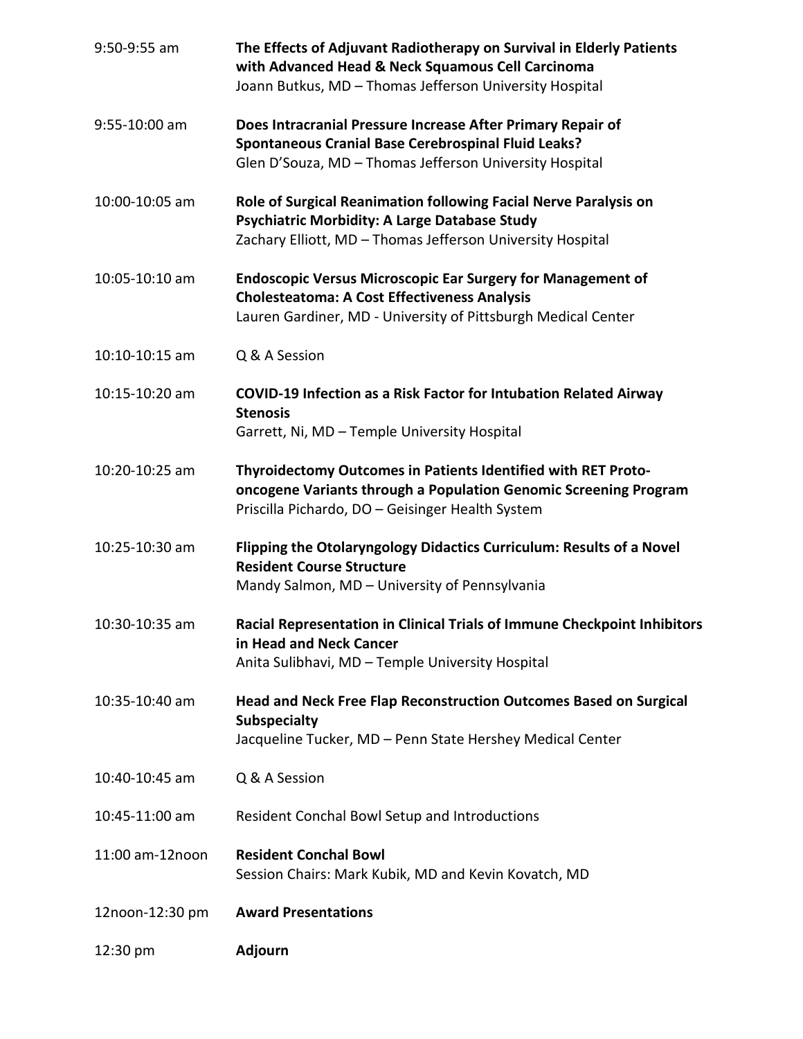| | |
|---|---|
| 9:50-9:55 am | **The Effects of Adjuvant Radiotherapy on Survival in Elderly Patients with Advanced Head & Neck Squamous Cell Carcinoma**<br>Joann Butkus, MD – Thomas Jefferson University Hospital |
| 9:55-10:00 am | **Does Intracranial Pressure Increase After Primary Repair of Spontaneous Cranial Base Cerebrospinal Fluid Leaks?**<br>Glen D'Souza, MD – Thomas Jefferson University Hospital |
| 10:00-10:05 am | **Role of Surgical Reanimation following Facial Nerve Paralysis on Psychiatric Morbidity: A Large Database Study**<br>Zachary Elliott, MD – Thomas Jefferson University Hospital |
| 10:05-10:10 am | **Endoscopic Versus Microscopic Ear Surgery for Management of Cholesteatoma: A Cost Effectiveness Analysis**<br>Lauren Gardiner, MD - University of Pittsburgh Medical Center |
| 10:10-10:15 am | Q & A Session |
| 10:15-10:20 am | **COVID-19 Infection as a Risk Factor for Intubation Related Airway Stenosis**<br>Garrett, Ni, MD – Temple University Hospital |
| 10:20-10:25 am | **Thyroidectomy Outcomes in Patients Identified with RET Proto-oncogene Variants through a Population Genomic Screening Program**<br>Priscilla Pichardo, DO – Geisinger Health System |
| 10:25-10:30 am | **Flipping the Otolaryngology Didactics Curriculum: Results of a Novel Resident Course Structure**<br>Mandy Salmon, MD – University of Pennsylvania |
| 10:30-10:35 am | **Racial Representation in Clinical Trials of Immune Checkpoint Inhibitors in Head and Neck Cancer**<br>Anita Sulibhavi, MD – Temple University Hospital |
| 10:35-10:40 am | **Head and Neck Free Flap Reconstruction Outcomes Based on Surgical Subspecialty**<br>Jacqueline Tucker, MD – Penn State Hershey Medical Center |
| 10:40-10:45 am | Q & A Session |
| 10:45-11:00 am | Resident Conchal Bowl Setup and Introductions |
| 11:00 am-12noon | **Resident Conchal Bowl**<br>Session Chairs: Mark Kubik, MD and Kevin Kovatch, MD |
| 12noon-12:30 pm | **Award Presentations** |
| 12:30 pm | **Adjourn** |